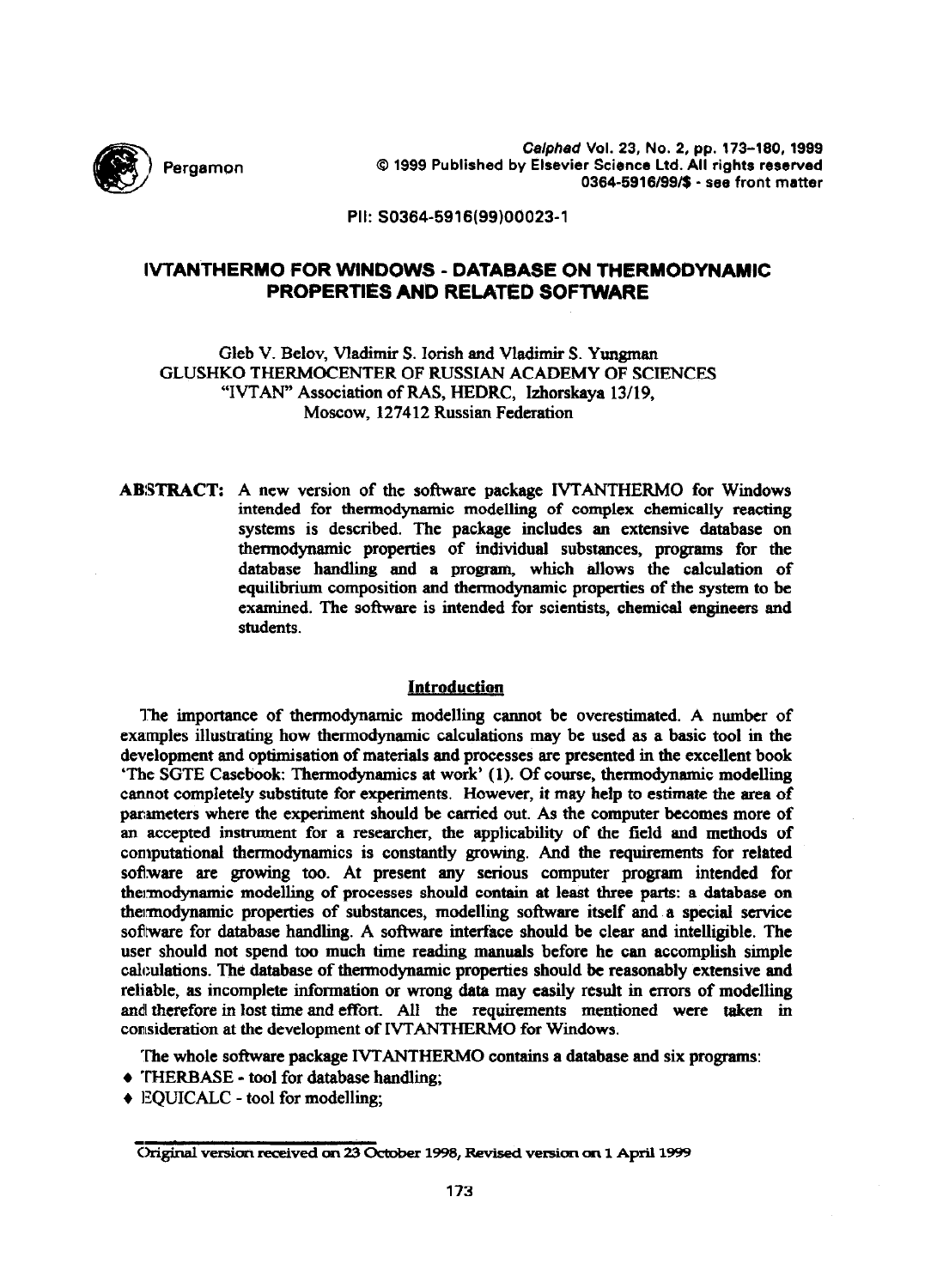PII: S0364-5916(99)00023-1

# IVTANTHERMO FOR WINDOWS - DATABASE ON THERMODYNAMIC PROPERTIES AND RELATED SOFTWARE

Gleb V. Belov, Vladimir S. Iorish and Vladimir S. Yungman
GLUSHKO THERMOCENTER OF RUSSIAN ACADEMY OF SCIENCES
"IVTAN" Association of RAS, HEDRC, Izhorskaya 13/19,
Moscow, 127412 Russian Federation

**ABSTRACT:** A new version of the software package IVTANTHERMO for Windows intended for thermodynamic modelling of complex chemically reacting systems is described. The package includes an extensive database on thermodynamic properties of individual substances, programs for the database handling and a program, which allows the calculation of equilibrium composition and thermodynamic properties of the system to be examined. The software is intended for scientists, chemical engineers and students.

## Introduction

The importance of thermodynamic modelling cannot be overestimated. A number of examples illustrating how thermodynamic calculations may be used as a basic tool in the development and optimisation of materials and processes are presented in the excellent book 'The SGTE Casebook: Thermodynamics at work' (1). Of course, thermodynamic modelling cannot completely substitute for experiments. However, it may help to estimate the area of parameters where the experiment should be carried out. As the computer becomes more of an accepted instrument for a researcher, the applicability of the field and methods of computational thermodynamics is constantly growing. And the requirements for related software are growing too. At present any serious computer program intended for thermodynamic modelling of processes should contain at least three parts: a database on thermodynamic properties of substances, modelling software itself and a special service software for database handling. A software interface should be clear and intelligible. The user should not spend too much time reading manuals before he can accomplish simple calculations. The database of thermodynamic properties should be reasonably extensive and reliable, as incomplete information or wrong data may easily result in errors of modelling and therefore in lost time and effort. All the requirements mentioned were taken in consideration at the development of IVTANTHERMO for Windows.

The whole software package IVTANTHERMO contains a database and six programs:

- THERBASE - tool for database handling;
- EQUICALC - tool for modelling;

Original version received on 23 October 1998, Revised version on 1 April 1999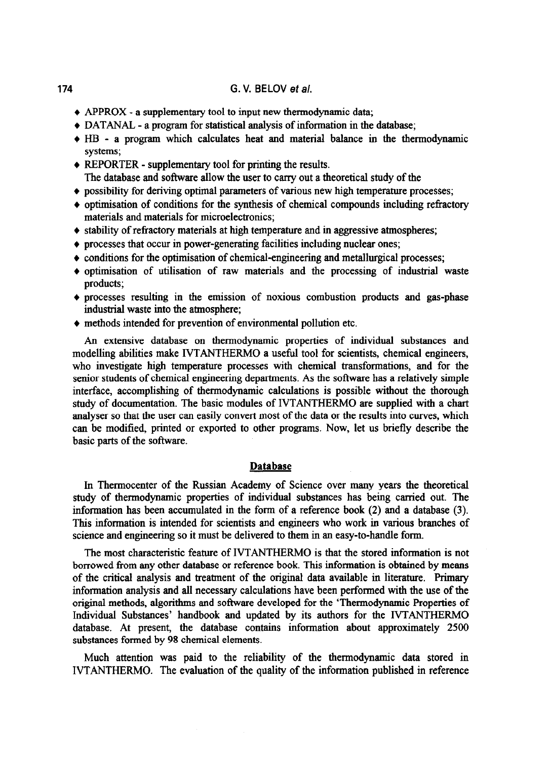- APPROX - a supplementary tool to input new thermodynamic data;
- DATANAL - a program for statistical analysis of information in the database;
- HB - a program which calculates heat and material balance in the thermodynamic systems;
- REPORTER - supplementary tool for printing the results.

The database and software allow the user to carry out a theoretical study of the

- possibility for deriving optimal parameters of various new high temperature processes;
- optimisation of conditions for the synthesis of chemical compounds including refractory materials and materials for microelectronics;
- stability of refractory materials at high temperature and in aggressive atmospheres;
- processes that occur in power-generating facilities including nuclear ones;
- conditions for the optimisation of chemical-engineering and metallurgical processes;
- optimisation of utilisation of raw materials and the processing of industrial waste products;
- processes resulting in the emission of noxious combustion products and gas-phase industrial waste into the atmosphere;
- methods intended for prevention of environmental pollution etc.

An extensive database on thermodynamic properties of individual substances and modelling abilities make IVTANTHERMO a useful tool for scientists, chemical engineers, who investigate high temperature processes with chemical transformations, and for the senior students of chemical engineering departments. As the software has a relatively simple interface, accomplishing of thermodynamic calculations is possible without the thorough study of documentation. The basic modules of IVTANTHERMO are supplied with a chart analyser so that the user can easily convert most of the data or the results into curves, which can be modified, printed or exported to other programs. Now, let us briefly describe the basic parts of the software.

## Database

In Thermocenter of the Russian Academy of Science over many years the theoretical study of thermodynamic properties of individual substances has being carried out. The information has been accumulated in the form of a reference book (2) and a database (3). This information is intended for scientists and engineers who work in various branches of science and engineering so it must be delivered to them in an easy-to-handle form.

The most characteristic feature of IVTANTHERMO is that the stored information is not borrowed from any other database or reference book. This information is obtained by means of the critical analysis and treatment of the original data available in literature. Primary information analysis and all necessary calculations have been performed with the use of the original methods, algorithms and software developed for the 'Thermodynamic Properties of Individual Substances' handbook and updated by its authors for the IVTANTHERMO database. At present, the database contains information about approximately 2500 substances formed by 98 chemical elements.

Much attention was paid to the reliability of the thermodynamic data stored in IVTANTHERMO. The evaluation of the quality of the information published in reference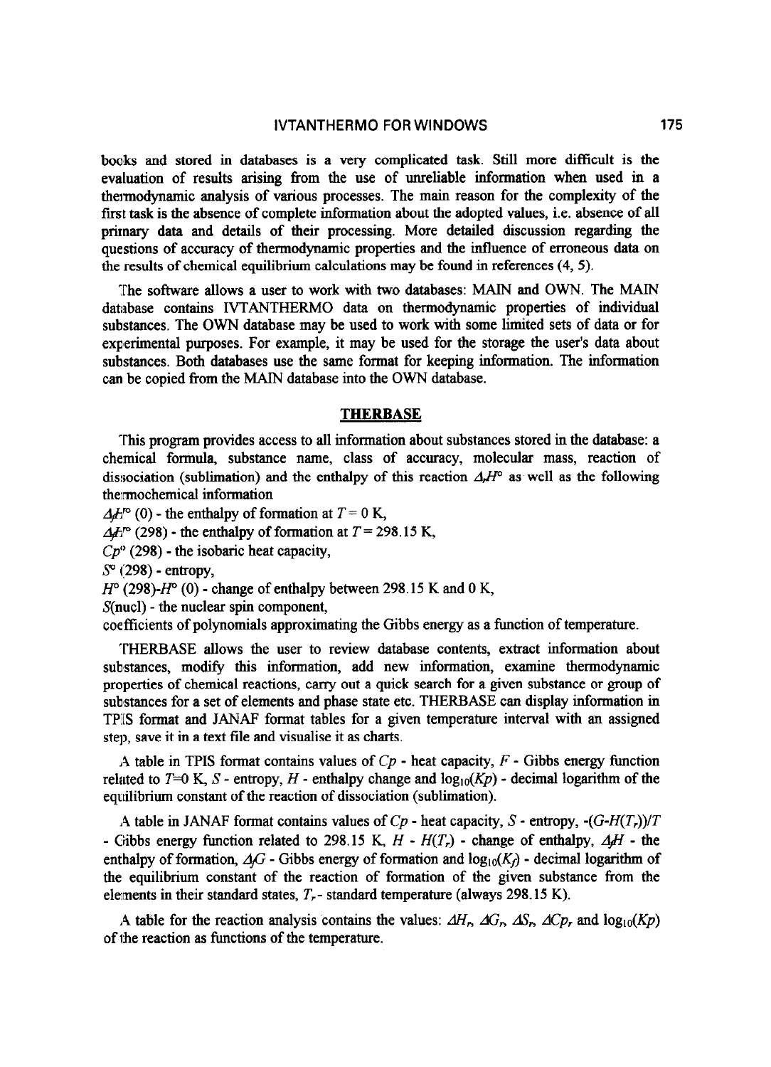books and stored in databases is a very complicated task. Still more difficult is the evaluation of results arising from the use of unreliable information when used in a thermodynamic analysis of various processes. The main reason for the complexity of the first task is the absence of complete information about the adopted values, i.e. absence of all primary data and details of their processing. More detailed discussion regarding the questions of accuracy of thermodynamic properties and the influence of erroneous data on the results of chemical equilibrium calculations may be found in references (4, 5).

The software allows a user to work with two databases: MAIN and OWN. The MAIN database contains IVTANTHERMO data on thermodynamic properties of individual substances. The OWN database may be used to work with some limited sets of data or for experimental purposes. For example, it may be used for the storage the user's data about substances. Both databases use the same format for keeping information. The information can be copied from the MAIN database into the OWN database.

## THERBASE

This program provides access to all information about substances stored in the database: a chemical formula, substance name, class of accuracy, molecular mass, reaction of dissociation (sublimation) and the enthalpy of this reaction $\Delta_r H^\circ$ as well as the following thermochemical information

$\Delta_f H^\circ$ (0) - the enthalpy of formation at $T = 0$ K,
$\Delta_f H^\circ$ (298) - the enthalpy of formation at $T = 298.15$ K,
$Cp^\circ$ (298) - the isobaric heat capacity,
$S^\circ$ (298) - entropy,
$H^\circ$ (298)-$H^\circ$ (0) - change of enthalpy between 298.15 K and 0 K,
$S$(nucl) - the nuclear spin component,
coefficients of polynomials approximating the Gibbs energy as a function of temperature.

THERBASE allows the user to review database contents, extract information about substances, modify this information, add new information, examine thermodynamic properties of chemical reactions, carry out a quick search for a given substance or group of substances for a set of elements and phase state etc. THERBASE can display information in TPIS format and JANAF format tables for a given temperature interval with an assigned step, save it in a text file and visualise it as charts.

A table in TPIS format contains values of $Cp$ - heat capacity, $F$ - Gibbs energy function related to $T$=0 K, $S$ - entropy, $H$ - enthalpy change and $\log_{10}(Kp)$ - decimal logarithm of the equilibrium constant of the reaction of dissociation (sublimation).

A table in JANAF format contains values of $Cp$ - heat capacity, $S$ - entropy, $-(G-H(T_r))/T$ - Gibbs energy function related to 298.15 K, $H$ - $H(T_r)$ - change of enthalpy, $\Delta_f H$ - the enthalpy of formation, $\Delta_f G$ - Gibbs energy of formation and $\log_{10}(K_f)$ - decimal logarithm of the equilibrium constant of the reaction of formation of the given substance from the elements in their standard states, $T_r$ - standard temperature (always 298.15 K).

A table for the reaction analysis contains the values: $\Delta H_r$, $\Delta G_r$, $\Delta S_r$, $\Delta Cp_r$ and $\log_{10}(Kp)$ of the reaction as functions of the temperature.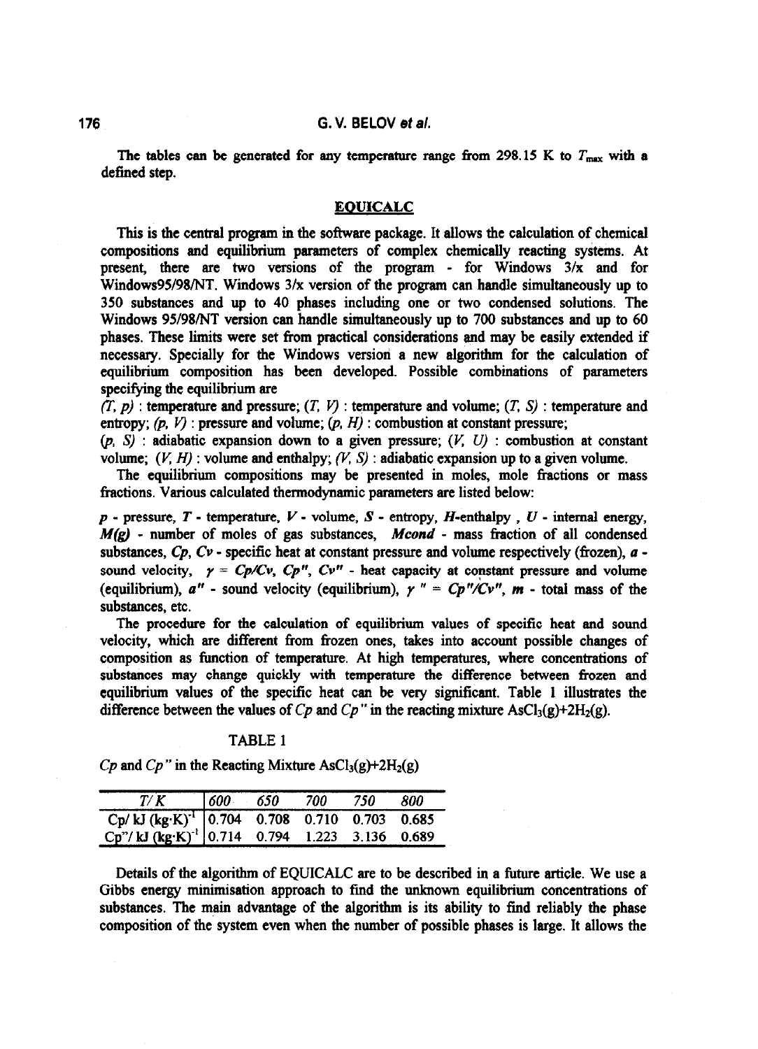The tables can be generated for any temperature range from 298.15 K to $T_{max}$ with a defined step.

## EQUICALC

This is the central program in the software package. It allows the calculation of chemical compositions and equilibrium parameters of complex chemically reacting systems. At present, there are two versions of the program - for Windows 3/x and for Windows95/98/NT. Windows 3/x version of the program can handle simultaneously up to 350 substances and up to 40 phases including one or two condensed solutions. The Windows 95/98/NT version can handle simultaneously up to 700 substances and up to 60 phases. These limits were set from practical considerations and may be easily extended if necessary. Specially for the Windows version a new algorithm for the calculation of equilibrium composition has been developed. Possible combinations of parameters specifying the equilibrium are

*(T, p)* : temperature and pressure; *(T, V)* : temperature and volume; *(T, S)* : temperature and entropy; *(p, V)* : pressure and volume; *(p, H)* : combustion at constant pressure;
*(p, S)* : adiabatic expansion down to a given pressure; *(V, U)* : combustion at constant volume; *(V, H)* : volume and enthalpy; *(V, S)* : adiabatic expansion up to a given volume.

The equilibrium compositions may be presented in moles, mole fractions or mass fractions. Various calculated thermodynamic parameters are listed below:

***p*** - pressure, ***T*** - temperature, ***V*** - volume, ***S*** - entropy, ***H***-enthalpy , ***U*** - internal energy, ***M(g)*** - number of moles of gas substances, ***Mcond*** - mass fraction of all condensed substances, ***Cp***, ***Cv*** - specific heat at constant pressure and volume respectively (frozen), ***a*** - sound velocity, $\gamma = Cp/Cv$, ***Cp"***, ***Cv"*** - heat capacity at constant pressure and volume (equilibrium), ***a"*** - sound velocity (equilibrium), $\gamma'' = Cp''/Cv''$, ***m*** - total mass of the substances, etc.

The procedure for the calculation of equilibrium values of specific heat and sound velocity, which are different from frozen ones, takes into account possible changes of composition as function of temperature. At high temperatures, where concentrations of substances may change quickly with temperature the difference between frozen and equilibrium values of the specific heat can be very significant. Table 1 illustrates the difference between the values of *Cp* and *Cp"* in the reacting mixture $AsCl_3(g)+2H_2(g)$.

TABLE 1

*Cp* and *Cp"* in the Reacting Mixture $AsCl_3(g)+2H_2(g)$

| *T/K* | *600* | *650* | *700* | *750* | *800* |
|---|---|---|---|---|---|
| Cp/ kJ $(kg{\cdot}K)^{-1}$ | 0.704 | 0.708 | 0.710 | 0.703 | 0.685 |
| Cp"/ kJ $(kg{\cdot}K)^{-1}$ | 0.714 | 0.794 | 1.223 | 3.136 | 0.689 |

Details of the algorithm of EQUICALC are to be described in a future article. We use a Gibbs energy minimisation approach to find the unknown equilibrium concentrations of substances. The main advantage of the algorithm is its ability to find reliably the phase composition of the system even when the number of possible phases is large. It allows the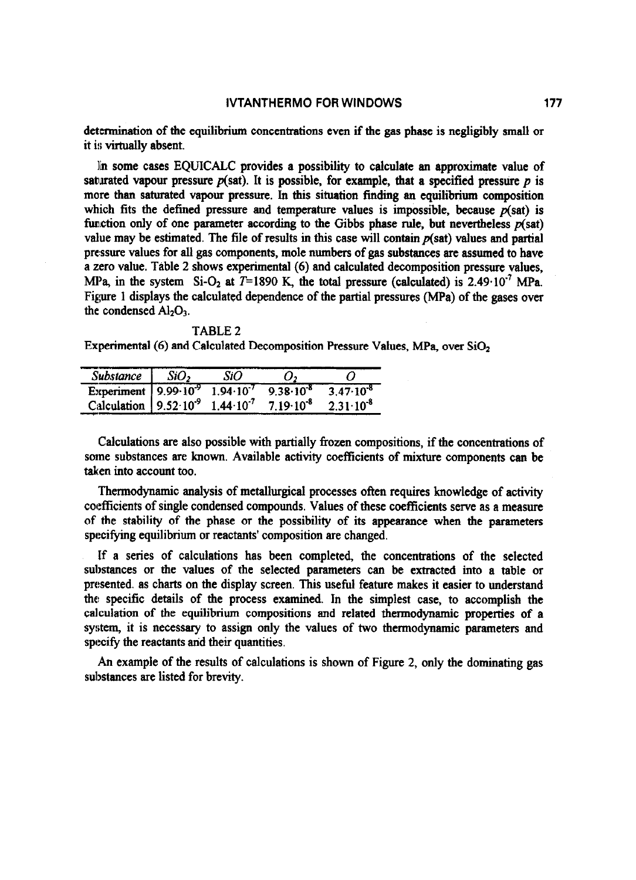determination of the equilibrium concentrations even if the gas phase is negligibly small or it is virtually absent.

In some cases EQUICALC provides a possibility to calculate an approximate value of saturated vapour pressure $p$(sat). It is possible, for example, that a specified pressure $p$ is more than saturated vapour pressure. In this situation finding an equilibrium composition which fits the defined pressure and temperature values is impossible, because $p$(sat) is function only of one parameter according to the Gibbs phase rule, but nevertheless $p$(sat) value may be estimated. The file of results in this case will contain $p$(sat) values and partial pressure values for all gas components, mole numbers of gas substances are assumed to have a zero value. Table 2 shows experimental (6) and calculated decomposition pressure values, MPa, in the system Si-$O_2$ at $T$=1890 K, the total pressure (calculated) is $2.49 \cdot 10^{-7}$ MPa. Figure 1 displays the calculated dependence of the partial pressures (MPa) of the gases over the condensed $Al_2O_3$.

TABLE 2

Experimental (6) and Calculated Decomposition Pressure Values, MPa, over $SiO_2$

| *Substance* | *$SiO_2$* | *SiO* | *$O_2$* | *O* |
|---|---|---|---|---|
| Experiment | $9.99 \cdot 10^{-9}$ | $1.94 \cdot 10^{-7}$ | $9.38 \cdot 10^{-8}$ | $3.47 \cdot 10^{-8}$ |
| Calculation | $9.52 \cdot 10^{-9}$ | $1.44 \cdot 10^{-7}$ | $7.19 \cdot 10^{-8}$ | $2.31 \cdot 10^{-8}$ |

Calculations are also possible with partially frozen compositions, if the concentrations of some substances are known. Available activity coefficients of mixture components can be taken into account too.

Thermodynamic analysis of metallurgical processes often requires knowledge of activity coefficients of single condensed compounds. Values of these coefficients serve as a measure of the stability of the phase or the possibility of its appearance when the parameters specifying equilibrium or reactants' composition are changed.

If a series of calculations has been completed, the concentrations of the selected substances or the values of the selected parameters can be extracted into a table or presented. as charts on the display screen. This useful feature makes it easier to understand the specific details of the process examined. In the simplest case, to accomplish the calculation of the equilibrium compositions and related thermodynamic properties of a system, it is necessary to assign only the values of two thermodynamic parameters and specify the reactants and their quantities.

An example of the results of calculations is shown of Figure 2, only the dominating gas substances are listed for brevity.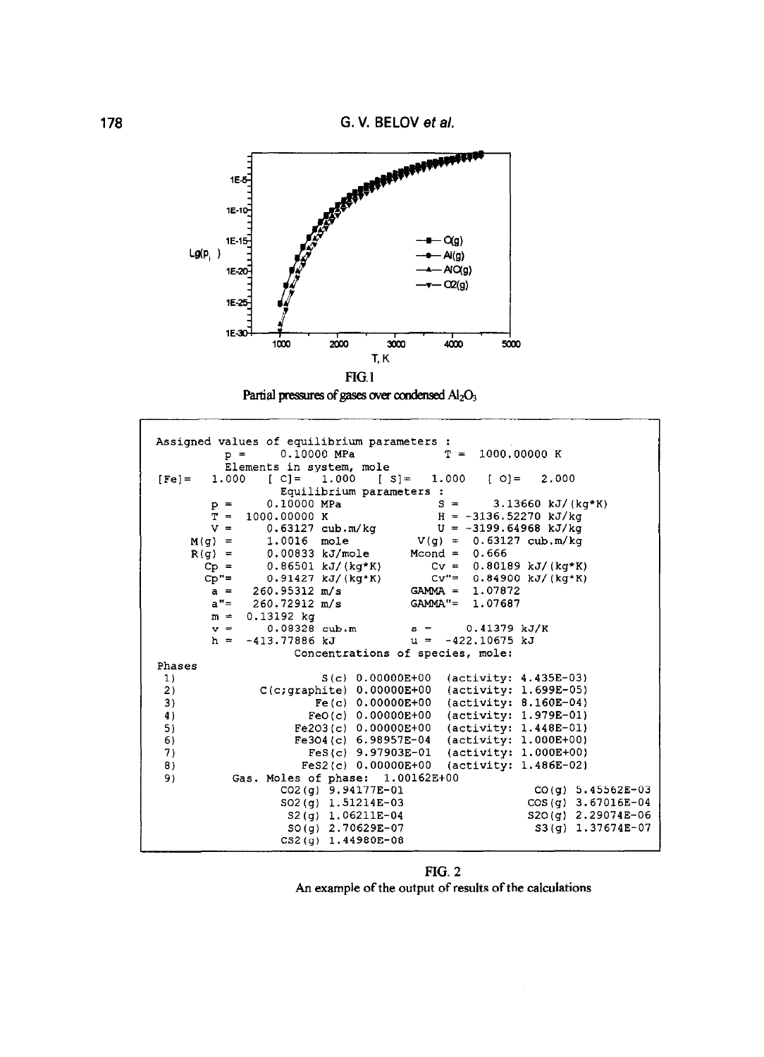FIG.1

Partial pressures of gases over condensed $Al_2O_3$

```
Assigned values of equilibrium parameters :
        p =     0.10000 MPa               T =  1000.00000 K
        Elements in system, mole
[Fe]=   1.000   [ C]=   1.000   [ S]=   1.000   [ O]=   2.000
                Equilibrium parameters :
        p =     0.10000 MPa               S =     3.13660 kJ/(kg*K)
        T =  1000.00000 K                 H = -3136.52270 kJ/kg
        V =     0.63127 cub.m/kg          U = -3199.64968 kJ/kg
     M(g) =     1.0016  mole           V(g) =   0.63127 cub.m/kg
     R(g) =     0.00833 kJ/mole       Mcond =   0.666
       Cp =     0.86501 kJ/(kg*K)        Cv =   0.80189 kJ/(kg*K)
       Cp"=     0.91427 kJ/(kg*K)        Cv"=   0.84900 kJ/(kg*K)
        a =   260.95312 m/s           GAMMA =   1.07872
        a"=   260.72912 m/s           GAMMA"=   1.07687
        m =   0.13192 kg
        v =     0.08328 cub.m             s =     0.41379 kJ/K
        h =  -413.77886 kJ                u =  -422.10675 kJ
                Concentrations of species, mole:
Phases
 1)                S(c) 0.00000E+00   (activity: 4.435E-03)
 2)       C(c;graphite) 0.00000E+00   (activity: 1.699E-05)
 3)               Fe(c) 0.00000E+00   (activity: 8.160E-04)
 4)              FeO(c) 0.00000E+00   (activity: 1.979E-01)
 5)            Fe2O3(c) 0.00000E+00   (activity: 1.448E-01)
 6)            Fe3O4(c) 6.98957E-04   (activity: 1.000E+00)
 7)              FeS(c) 9.97903E-01   (activity: 1.000E+00)
 8)             FeS2(c) 0.00000E+00   (activity: 1.486E-02)
 9)        Gas. Moles of phase:  1.00162E+00
                CO2(g) 9.94177E-01                     CO(g) 5.45562E-03
                SO2(g) 1.51214E-03                    COS(g) 3.67016E-04
                 S2(g) 1.06211E-04                    S2O(g) 2.29074E-06
                 SO(g) 2.70629E-07                     S3(g) 1.37674E-07
                CS2(g) 1.44980E-08
```

FIG. 2

An example of the output of results of the calculations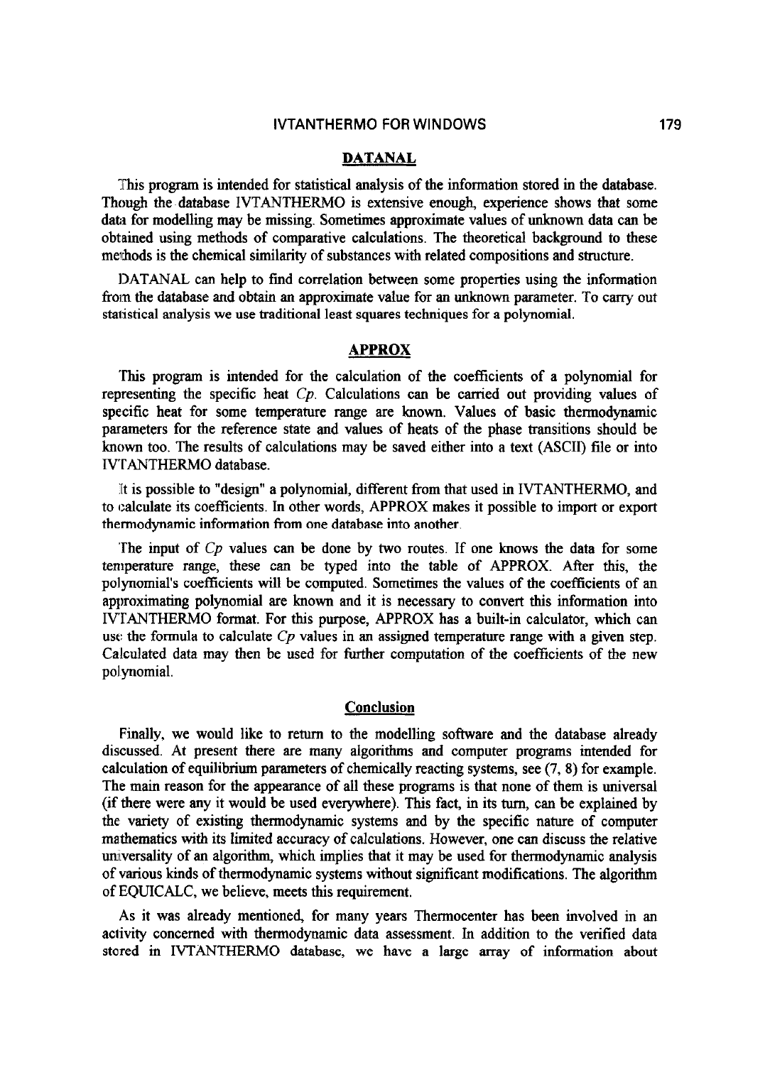## DATANAL

This program is intended for statistical analysis of the information stored in the database. Though the database IVTANTHERMO is extensive enough, experience shows that some data for modelling may be missing. Sometimes approximate values of unknown data can be obtained using methods of comparative calculations. The theoretical background to these methods is the chemical similarity of substances with related compositions and structure.

DATANAL can help to find correlation between some properties using the information from the database and obtain an approximate value for an unknown parameter. To carry out statistical analysis we use traditional least squares techniques for a polynomial.

## APPROX

This program is intended for the calculation of the coefficients of a polynomial for representing the specific heat *Cp*. Calculations can be carried out providing values of specific heat for some temperature range are known. Values of basic thermodynamic parameters for the reference state and values of heats of the phase transitions should be known too. The results of calculations may be saved either into a text (ASCII) file or into IVTANTHERMO database.

It is possible to "design" a polynomial, different from that used in IVTANTHERMO, and to calculate its coefficients. In other words, APPROX makes it possible to import or export thermodynamic information from one database into another.

The input of *Cp* values can be done by two routes. If one knows the data for some temperature range, these can be typed into the table of APPROX. After this, the polynomial's coefficients will be computed. Sometimes the values of the coefficients of an approximating polynomial are known and it is necessary to convert this information into IVTANTHERMO format. For this purpose, APPROX has a built-in calculator, which can use the formula to calculate *Cp* values in an assigned temperature range with a given step. Calculated data may then be used for further computation of the coefficients of the new polynomial.

## Conclusion

Finally, we would like to return to the modelling software and the database already discussed. At present there are many algorithms and computer programs intended for calculation of equilibrium parameters of chemically reacting systems, see (7, 8) for example. The main reason for the appearance of all these programs is that none of them is universal (if there were any it would be used everywhere). This fact, in its turn, can be explained by the variety of existing thermodynamic systems and by the specific nature of computer mathematics with its limited accuracy of calculations. However, one can discuss the relative universality of an algorithm, which implies that it may be used for thermodynamic analysis of various kinds of thermodynamic systems without significant modifications. The algorithm of EQUICALC, we believe, meets this requirement.

As it was already mentioned, for many years Thermocenter has been involved in an activity concerned with thermodynamic data assessment. In addition to the verified data stored in IVTANTHERMO database, we have a large array of information about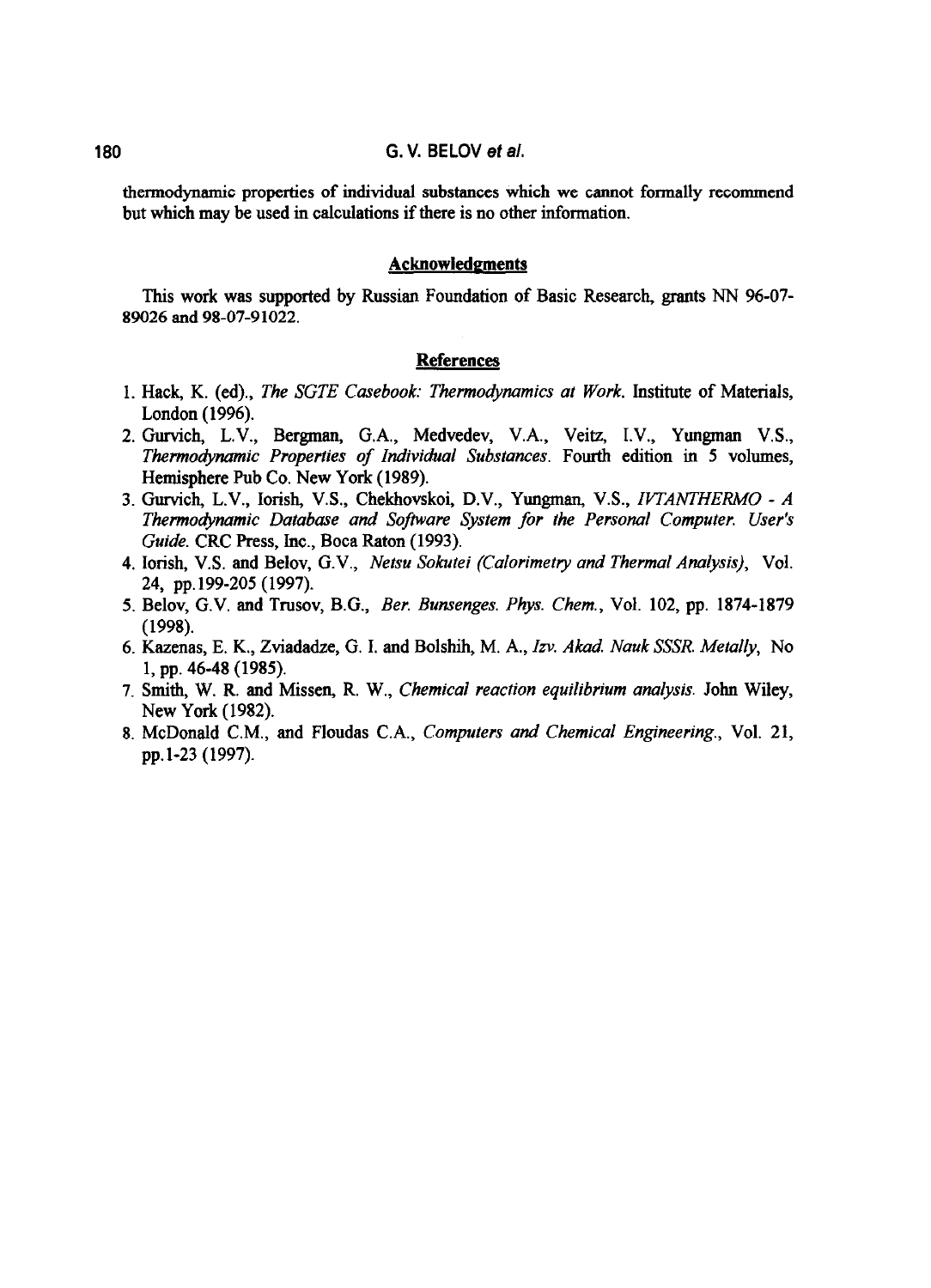thermodynamic properties of individual substances which we cannot formally recommend but which may be used in calculations if there is no other information.

## Acknowledgments

This work was supported by Russian Foundation of Basic Research, grants NN 96-07-89026 and 98-07-91022.

## References

1. Hack, K. (ed)., *The SGTE Casebook: Thermodynamics at Work.* Institute of Materials, London (1996).
2. Gurvich, L.V., Bergman, G.A., Medvedev, V.A., Veitz, I.V., Yungman V.S., *Thermodynamic Properties of Individual Substances.* Fourth edition in 5 volumes, Hemisphere Pub Co. New York (1989).
3. Gurvich, L.V., Iorish, V.S., Chekhovskoi, D.V., Yungman, V.S., *IVTANTHERMO - A Thermodynamic Database and Software System for the Personal Computer. User's Guide.* CRC Press, Inc., Boca Raton (1993).
4. Iorish, V.S. and Belov, G.V., *Netsu Sokutei (Calorimetry and Thermal Analysis),* Vol. 24, pp.199-205 (1997).
5. Belov, G.V. and Trusov, B.G., *Ber. Bunsenges. Phys. Chem.*, Vol. 102, pp. 1874-1879 (1998).
6. Kazenas, E. K., Zviadadze, G. I. and Bolshih, M. A., *Izv. Akad. Nauk SSSR. Metally,* No 1, pp. 46-48 (1985).
7. Smith, W. R. and Missen, R. W., *Chemical reaction equilibrium analysis.* John Wiley, New York (1982).
8. McDonald C.M., and Floudas C.A., *Computers and Chemical Engineering.*, Vol. 21, pp.1-23 (1997).